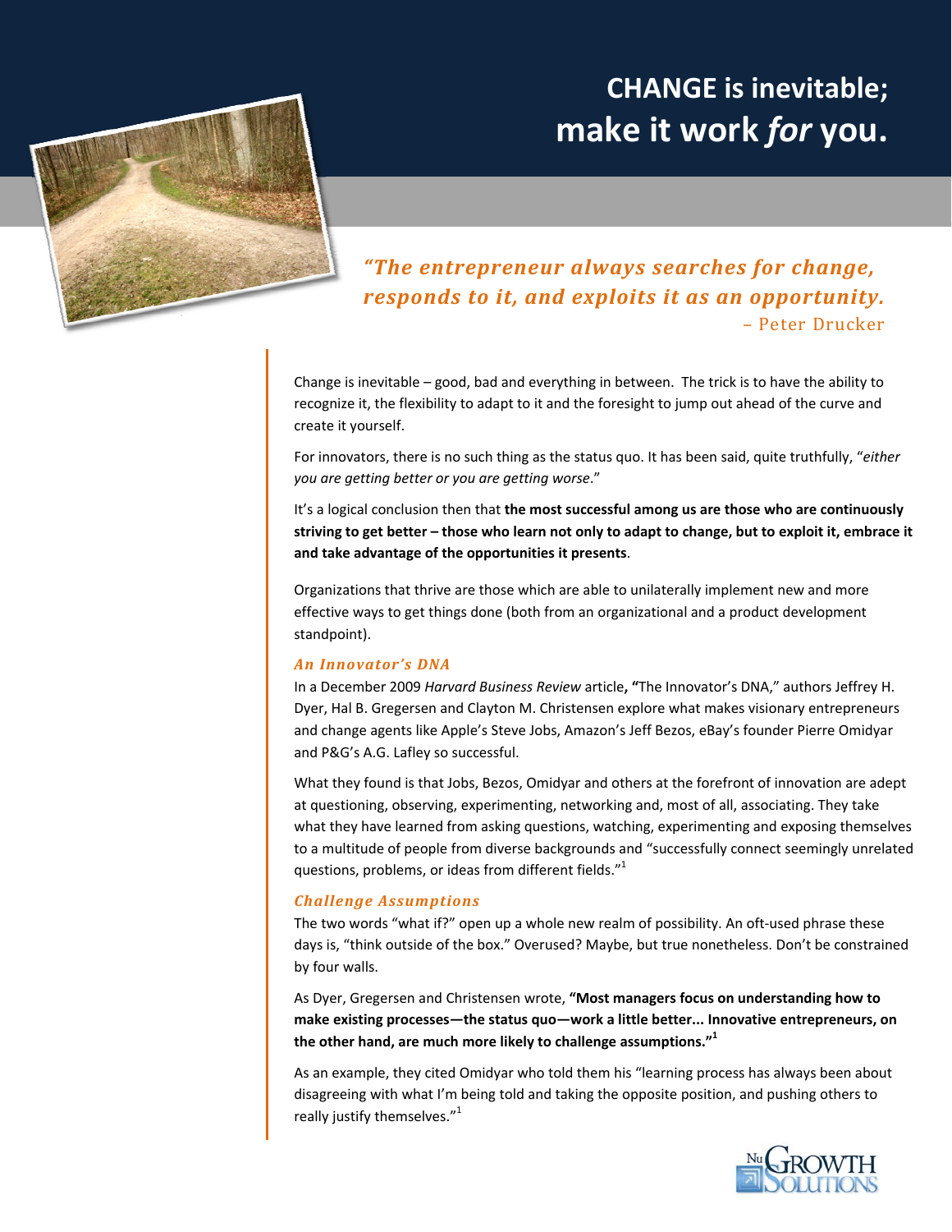# CHANGE is inevitable; make it work *for* you.

> *"The entrepreneur always searches for change, responds to it, and exploits it as an opportunity.*
> – Peter Drucker

Change is inevitable – good, bad and everything in between. The trick is to have the ability to recognize it, the flexibility to adapt to it and the foresight to jump out ahead of the curve and create it yourself.

For innovators, there is no such thing as the status quo. It has been said, quite truthfully, "*either you are getting better or you are getting worse*."

It's a logical conclusion then that **the most successful among us are those who are continuously striving to get better – those who learn not only to adapt to change, but to exploit it, embrace it and take advantage of the opportunities it presents**.

Organizations that thrive are those which are able to unilaterally implement new and more effective ways to get things done (both from an organizational and a product development standpoint).

### *An Innovator's DNA*

In a December 2009 *Harvard Business Review* article**, "**The Innovator's DNA," authors Jeffrey H. Dyer, Hal B. Gregersen and Clayton M. Christensen explore what makes visionary entrepreneurs and change agents like Apple's Steve Jobs, Amazon's Jeff Bezos, eBay's founder Pierre Omidyar and P&G's A.G. Lafley so successful.

What they found is that Jobs, Bezos, Omidyar and others at the forefront of innovation are adept at questioning, observing, experimenting, networking and, most of all, associating. They take what they have learned from asking questions, watching, experimenting and exposing themselves to a multitude of people from diverse backgrounds and "successfully connect seemingly unrelated questions, problems, or ideas from different fields."[1]

### *Challenge Assumptions*

The two words "what if?" open up a whole new realm of possibility. An oft-used phrase these days is, "think outside of the box." Overused? Maybe, but true nonetheless. Don't be constrained by four walls.

As Dyer, Gregersen and Christensen wrote, **"Most managers focus on understanding how to make existing processes—the status quo—work a little better... Innovative entrepreneurs, on the other hand, are much more likely to challenge assumptions."[1]**

As an example, they cited Omidyar who told them his "learning process has always been about disagreeing with what I'm being told and taking the opposite position, and pushing others to really justify themselves."[1]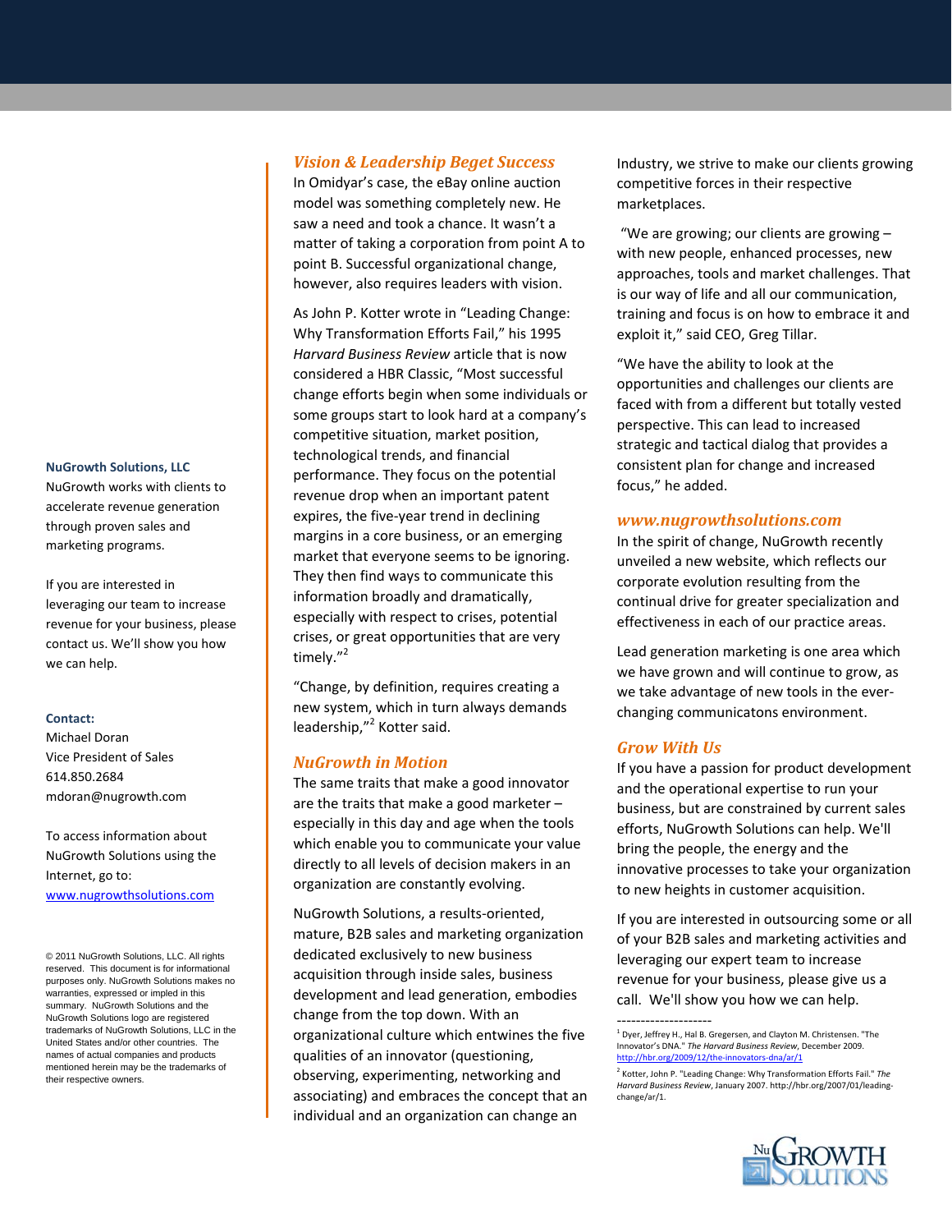## *Vision & Leadership Beget Success*

In Omidyar's case, the eBay online auction model was something completely new. He saw a need and took a chance. It wasn't a matter of taking a corporation from point A to point B. Successful organizational change, however, also requires leaders with vision.

As John P. Kotter wrote in "Leading Change: Why Transformation Efforts Fail," his 1995 *Harvard Business Review* article that is now considered a HBR Classic, "Most successful change efforts begin when some individuals or some groups start to look hard at a company's competitive situation, market position, technological trends, and financial performance. They focus on the potential revenue drop when an important patent expires, the five-year trend in declining margins in a core business, or an emerging market that everyone seems to be ignoring. They then find ways to communicate this information broadly and dramatically, especially with respect to crises, potential crises, or great opportunities that are very timely."[2]

"Change, by definition, requires creating a new system, which in turn always demands leadership,"[2] Kotter said.

## *NuGrowth in Motion*

The same traits that make a good innovator are the traits that make a good marketer – especially in this day and age when the tools which enable you to communicate your value directly to all levels of decision makers in an organization are constantly evolving.

NuGrowth Solutions, a results-oriented, mature, B2B sales and marketing organization dedicated exclusively to new business acquisition through inside sales, business development and lead generation, embodies change from the top down. With an organizational culture which entwines the five qualities of an innovator (questioning, observing, experimenting, networking and associating) and embraces the concept that an individual and an organization can change an Industry, we strive to make our clients growing competitive forces in their respective marketplaces.

"We are growing; our clients are growing – with new people, enhanced processes, new approaches, tools and market challenges. That is our way of life and all our communication, training and focus is on how to embrace it and exploit it," said CEO, Greg Tillar.

"We have the ability to look at the opportunities and challenges our clients are faced with from a different but totally vested perspective. This can lead to increased strategic and tactical dialog that provides a consistent plan for change and increased focus," he added.

## *www.nugrowthsolutions.com*

In the spirit of change, NuGrowth recently unveiled a new website, which reflects our corporate evolution resulting from the continual drive for greater specialization and effectiveness in each of our practice areas.

Lead generation marketing is one area which we have grown and will continue to grow, as we take advantage of new tools in the ever-changing communicatons environment.

## *Grow With Us*

If you have a passion for product development and the operational expertise to run your business, but are constrained by current sales efforts, NuGrowth Solutions can help. We'll bring the people, the energy and the innovative processes to take your organization to new heights in customer acquisition.

If you are interested in outsourcing some or all of your B2B sales and marketing activities and leveraging our expert team to increase revenue for your business, please give us a call. We'll show you how we can help.

--------------------

[1] Dyer, Jeffrey H., Hal B. Gregersen, and Clayton M. Christensen. "The Innovator's DNA." *The Harvard Business Review*, December 2009. http://hbr.org/2009/12/the-innovators-dna/ar/1

[2] Kotter, John P. "Leading Change: Why Transformation Efforts Fail." *The Harvard Business Review*, January 2007. http://hbr.org/2007/01/leading-change/ar/1.

**NuGrowth Solutions, LLC**

NuGrowth works with clients to accelerate revenue generation through proven sales and marketing programs.

If you are interested in leveraging our team to increase revenue for your business, please contact us. We'll show you how we can help.

**Contact:**

Michael Doran
Vice President of Sales
614.850.2684
mdoran@nugrowth.com

To access information about NuGrowth Solutions using the Internet, go to:
www.nugrowthsolutions.com

© 2011 NuGrowth Solutions, LLC. All rights reserved. This document is for informational purposes only. NuGrowth Solutions makes no warranties, expressed or implied in this summary. NuGrowth Solutions and the NuGrowth Solutions logo are registered trademarks of NuGrowth Solutions, LLC in the United States and/or other countries. The names of actual companies and products mentioned herein may be the trademarks of their respective owners.

NuGROWTH SOLUTIONS